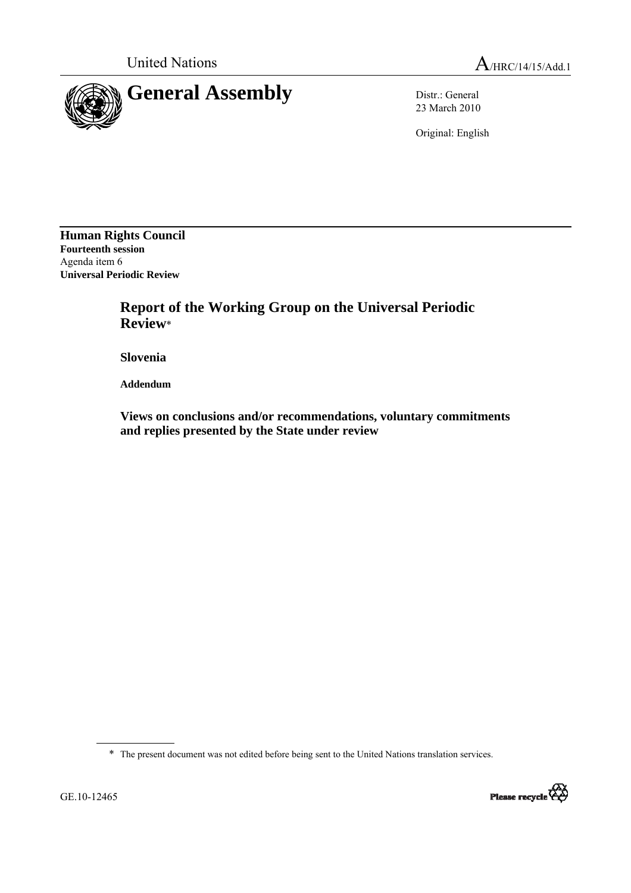United Nations A/HRC/14/15/Add.1

# General Assembly

Distr.: General
23 March 2010

Original: English

**Human Rights Council**
**Fourteenth session**
Agenda item 6
**Universal Periodic Review**

## Report of the Working Group on the Universal Periodic Review*

### Slovenia

**Addendum**

### Views on conclusions and/or recommendations, voluntary commitments and replies presented by the State under review

\* The present document was not edited before being sent to the United Nations translation services.

GE.10-12465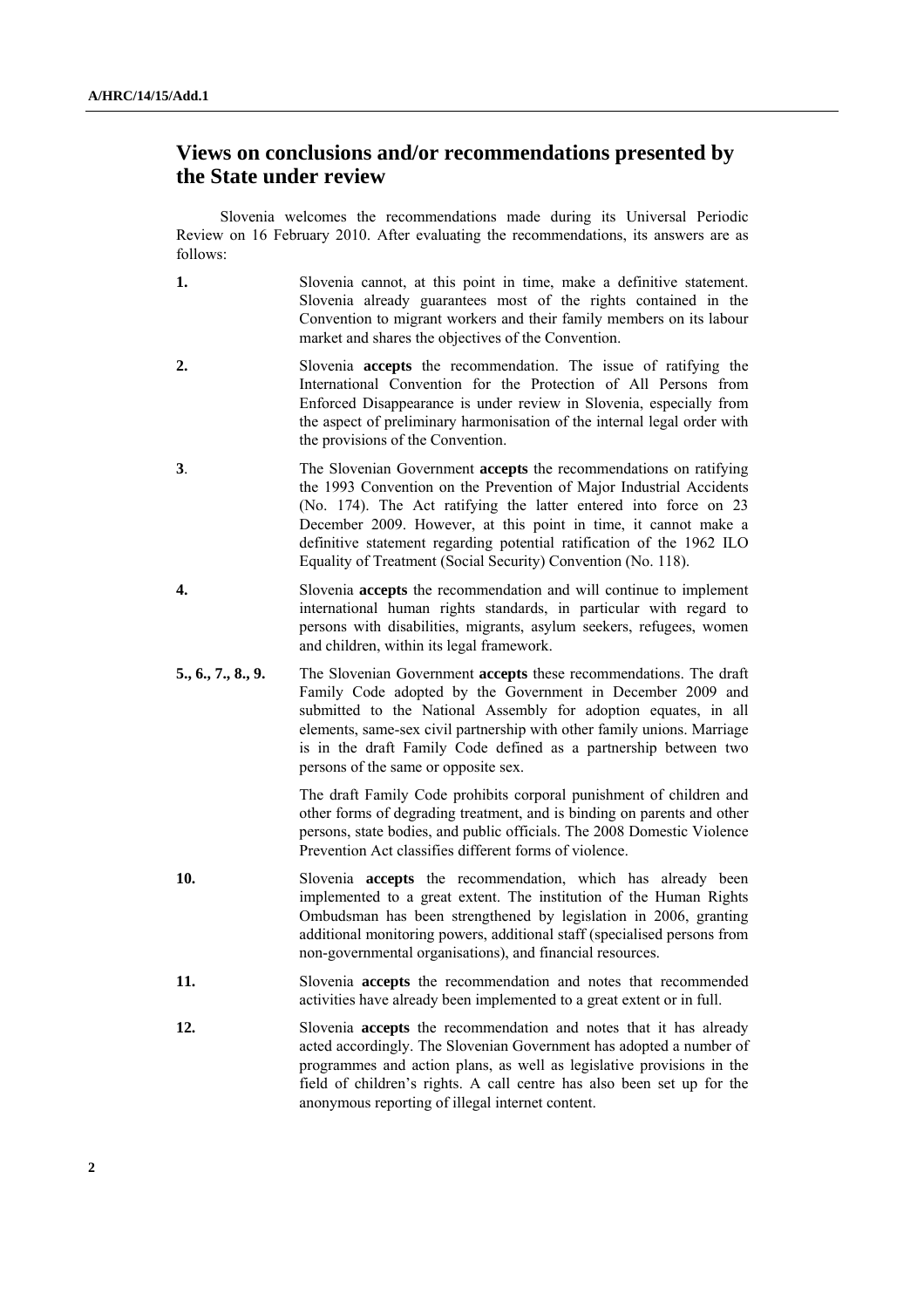## Views on conclusions and/or recommendations presented by the State under review

Slovenia welcomes the recommendations made during its Universal Periodic Review on 16 February 2010. After evaluating the recommendations, its answers are as follows:

**1.** Slovenia cannot, at this point in time, make a definitive statement. Slovenia already guarantees most of the rights contained in the Convention to migrant workers and their family members on its labour market and shares the objectives of the Convention.

**2.** Slovenia **accepts** the recommendation. The issue of ratifying the International Convention for the Protection of All Persons from Enforced Disappearance is under review in Slovenia, especially from the aspect of preliminary harmonisation of the internal legal order with the provisions of the Convention.

**3**. The Slovenian Government **accepts** the recommendations on ratifying the 1993 Convention on the Prevention of Major Industrial Accidents (No. 174). The Act ratifying the latter entered into force on 23 December 2009. However, at this point in time, it cannot make a definitive statement regarding potential ratification of the 1962 ILO Equality of Treatment (Social Security) Convention (No. 118).

**4.** Slovenia **accepts** the recommendation and will continue to implement international human rights standards, in particular with regard to persons with disabilities, migrants, asylum seekers, refugees, women and children, within its legal framework.

**5., 6., 7., 8., 9.** The Slovenian Government **accepts** these recommendations. The draft Family Code adopted by the Government in December 2009 and submitted to the National Assembly for adoption equates, in all elements, same-sex civil partnership with other family unions. Marriage is in the draft Family Code defined as a partnership between two persons of the same or opposite sex.

The draft Family Code prohibits corporal punishment of children and other forms of degrading treatment, and is binding on parents and other persons, state bodies, and public officials. The 2008 Domestic Violence Prevention Act classifies different forms of violence.

**10.** Slovenia **accepts** the recommendation, which has already been implemented to a great extent. The institution of the Human Rights Ombudsman has been strengthened by legislation in 2006, granting additional monitoring powers, additional staff (specialised persons from non-governmental organisations), and financial resources.

**11.** Slovenia **accepts** the recommendation and notes that recommended activities have already been implemented to a great extent or in full.

**12.** Slovenia **accepts** the recommendation and notes that it has already acted accordingly. The Slovenian Government has adopted a number of programmes and action plans, as well as legislative provisions in the field of children's rights. A call centre has also been set up for the anonymous reporting of illegal internet content.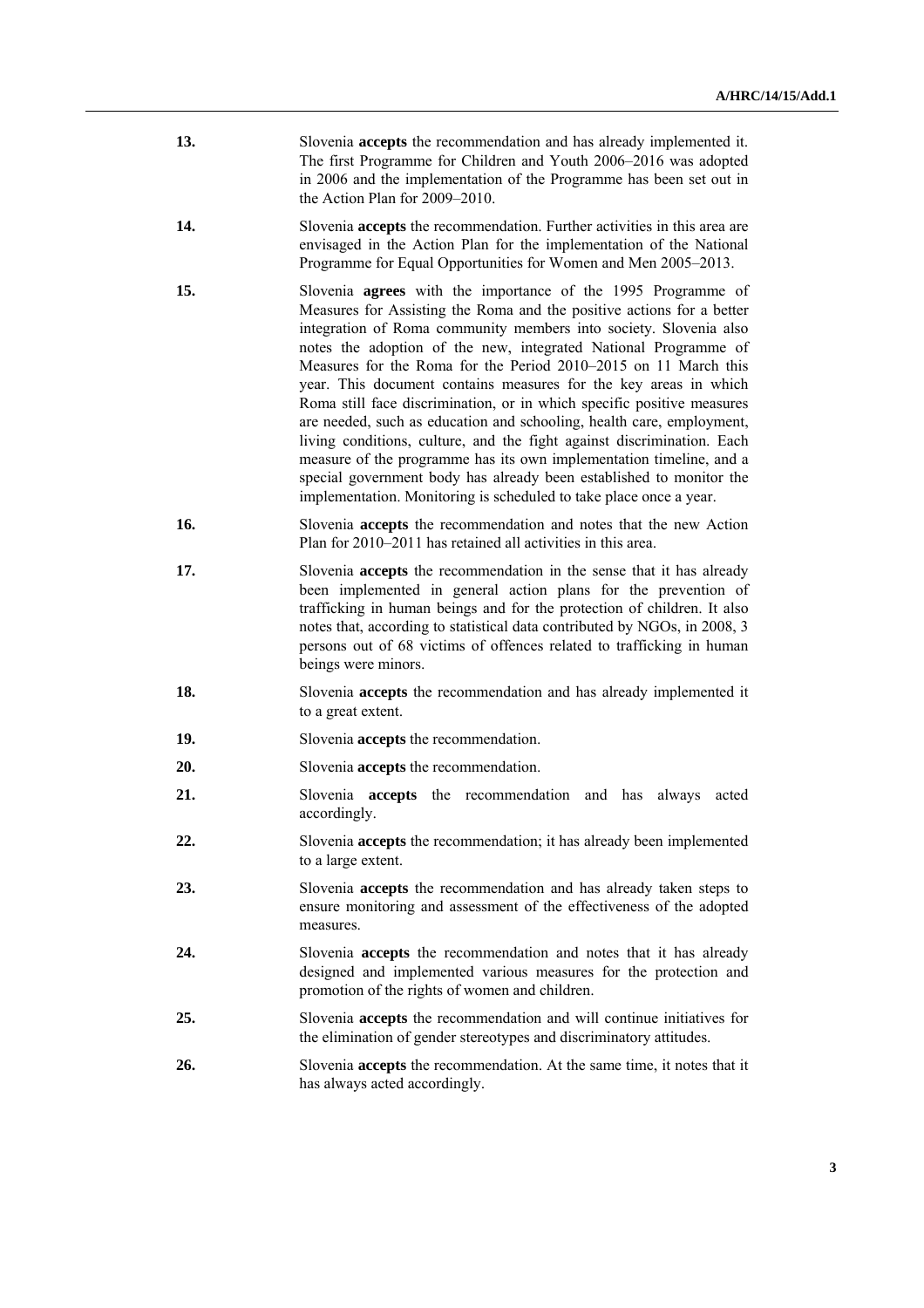**13.** Slovenia **accepts** the recommendation and has already implemented it. The first Programme for Children and Youth 2006–2016 was adopted in 2006 and the implementation of the Programme has been set out in the Action Plan for 2009–2010.

**14.** Slovenia **accepts** the recommendation. Further activities in this area are envisaged in the Action Plan for the implementation of the National Programme for Equal Opportunities for Women and Men 2005–2013.

**15.** Slovenia **agrees** with the importance of the 1995 Programme of Measures for Assisting the Roma and the positive actions for a better integration of Roma community members into society. Slovenia also notes the adoption of the new, integrated National Programme of Measures for the Roma for the Period 2010–2015 on 11 March this year. This document contains measures for the key areas in which Roma still face discrimination, or in which specific positive measures are needed, such as education and schooling, health care, employment, living conditions, culture, and the fight against discrimination. Each measure of the programme has its own implementation timeline, and a special government body has already been established to monitor the implementation. Monitoring is scheduled to take place once a year.

**16.** Slovenia **accepts** the recommendation and notes that the new Action Plan for 2010–2011 has retained all activities in this area.

**17.** Slovenia **accepts** the recommendation in the sense that it has already been implemented in general action plans for the prevention of trafficking in human beings and for the protection of children. It also notes that, according to statistical data contributed by NGOs, in 2008, 3 persons out of 68 victims of offences related to trafficking in human beings were minors.

**18.** Slovenia **accepts** the recommendation and has already implemented it to a great extent.

**19.** Slovenia **accepts** the recommendation.

**20.** Slovenia **accepts** the recommendation.

**21.** Slovenia **accepts** the recommendation and has always acted accordingly.

**22.** Slovenia **accepts** the recommendation; it has already been implemented to a large extent.

**23.** Slovenia **accepts** the recommendation and has already taken steps to ensure monitoring and assessment of the effectiveness of the adopted measures.

**24.** Slovenia **accepts** the recommendation and notes that it has already designed and implemented various measures for the protection and promotion of the rights of women and children.

**25.** Slovenia **accepts** the recommendation and will continue initiatives for the elimination of gender stereotypes and discriminatory attitudes.

**26.** Slovenia **accepts** the recommendation. At the same time, it notes that it has always acted accordingly.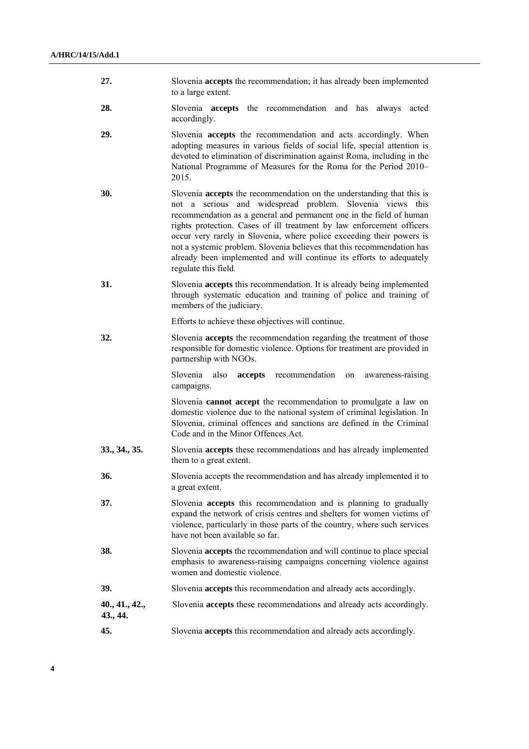**27.** Slovenia **accepts** the recommendation; it has already been implemented to a large extent.

**28.** Slovenia **accepts** the recommendation and has always acted accordingly.

**29.** Slovenia **accepts** the recommendation and acts accordingly. When adopting measures in various fields of social life, special attention is devoted to elimination of discrimination against Roma, including in the National Programme of Measures for the Roma for the Period 2010–2015.

**30.** Slovenia **accepts** the recommendation on the understanding that this is not a serious and widespread problem. Slovenia views this recommendation as a general and permanent one in the field of human rights protection. Cases of ill treatment by law enforcement officers occur very rarely in Slovenia, where police exceeding their powers is not a systemic problem. Slovenia believes that this recommendation has already been implemented and will continue its efforts to adequately regulate this field.

**31.** Slovenia **accepts** this recommendation. It is already being implemented through systematic education and training of police and training of members of the judiciary.

Efforts to achieve these objectives will continue.

**32.** Slovenia **accepts** the recommendation regarding the treatment of those responsible for domestic violence. Options for treatment are provided in partnership with NGOs.

Slovenia also **accepts** recommendation on awareness-raising campaigns.

Slovenia **cannot accept** the recommendation to promulgate a law on domestic violence due to the national system of criminal legislation. In Slovenia, criminal offences and sanctions are defined in the Criminal Code and in the Minor Offences Act.

**33., 34., 35.** Slovenia **accepts** these recommendations and has already implemented them to a great extent.

**36.** Slovenia accepts the recommendation and has already implemented it to a great extent.

**37.** Slovenia **accepts** this recommendation and is planning to gradually expand the network of crisis centres and shelters for women victims of violence, particularly in those parts of the country, where such services have not been available so far.

**38.** Slovenia **accepts** the recommendation and will continue to place special emphasis to awareness-raising campaigns concerning violence against women and domestic violence.

**39.** Slovenia **accepts** this recommendation and already acts accordingly.

**40., 41., 42., 43., 44.** Slovenia **accepts** these recommendations and already acts accordingly.

**45.** Slovenia **accepts** this recommendation and already acts accordingly.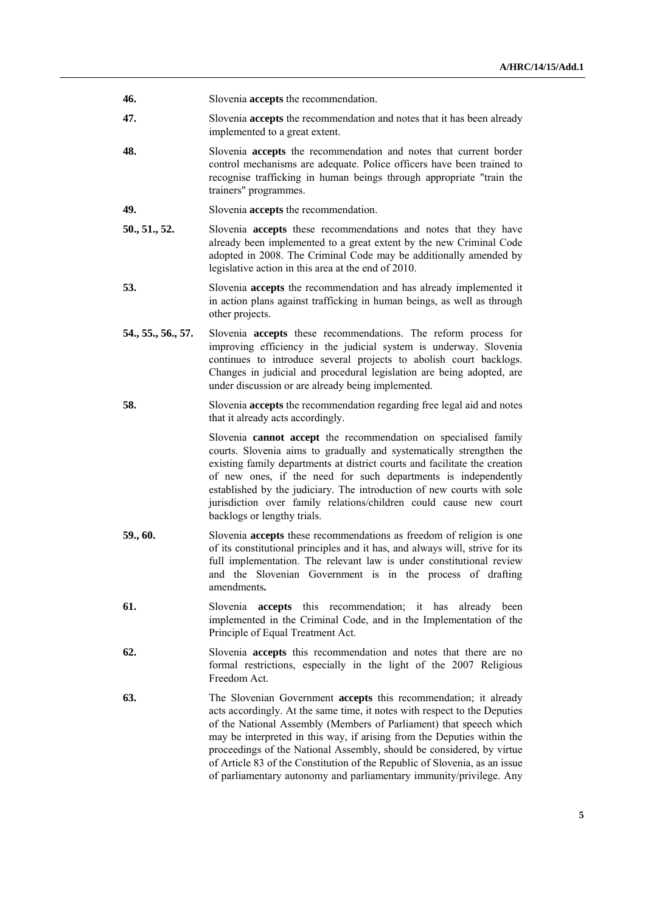**46.** Slovenia **accepts** the recommendation.

**47.** Slovenia **accepts** the recommendation and notes that it has been already implemented to a great extent.

**48.** Slovenia **accepts** the recommendation and notes that current border control mechanisms are adequate. Police officers have been trained to recognise trafficking in human beings through appropriate "train the trainers" programmes.

**49.** Slovenia **accepts** the recommendation.

**50., 51., 52.** Slovenia **accepts** these recommendations and notes that they have already been implemented to a great extent by the new Criminal Code adopted in 2008. The Criminal Code may be additionally amended by legislative action in this area at the end of 2010.

**53.** Slovenia **accepts** the recommendation and has already implemented it in action plans against trafficking in human beings, as well as through other projects.

**54., 55., 56., 57.** Slovenia **accepts** these recommendations. The reform process for improving efficiency in the judicial system is underway. Slovenia continues to introduce several projects to abolish court backlogs. Changes in judicial and procedural legislation are being adopted, are under discussion or are already being implemented.

**58.** Slovenia **accepts** the recommendation regarding free legal aid and notes that it already acts accordingly.

Slovenia **cannot accept** the recommendation on specialised family courts. Slovenia aims to gradually and systematically strengthen the existing family departments at district courts and facilitate the creation of new ones, if the need for such departments is independently established by the judiciary. The introduction of new courts with sole jurisdiction over family relations/children could cause new court backlogs or lengthy trials.

**59., 60.** Slovenia **accepts** these recommendations as freedom of religion is one of its constitutional principles and it has, and always will, strive for its full implementation. The relevant law is under constitutional review and the Slovenian Government is in the process of drafting amendments**.**

**61.** Slovenia **accepts** this recommendation; it has already been implemented in the Criminal Code, and in the Implementation of the Principle of Equal Treatment Act.

**62.** Slovenia **accepts** this recommendation and notes that there are no formal restrictions, especially in the light of the 2007 Religious Freedom Act.

**63.** The Slovenian Government **accepts** this recommendation; it already acts accordingly. At the same time, it notes with respect to the Deputies of the National Assembly (Members of Parliament) that speech which may be interpreted in this way, if arising from the Deputies within the proceedings of the National Assembly, should be considered, by virtue of Article 83 of the Constitution of the Republic of Slovenia, as an issue of parliamentary autonomy and parliamentary immunity/privilege. Any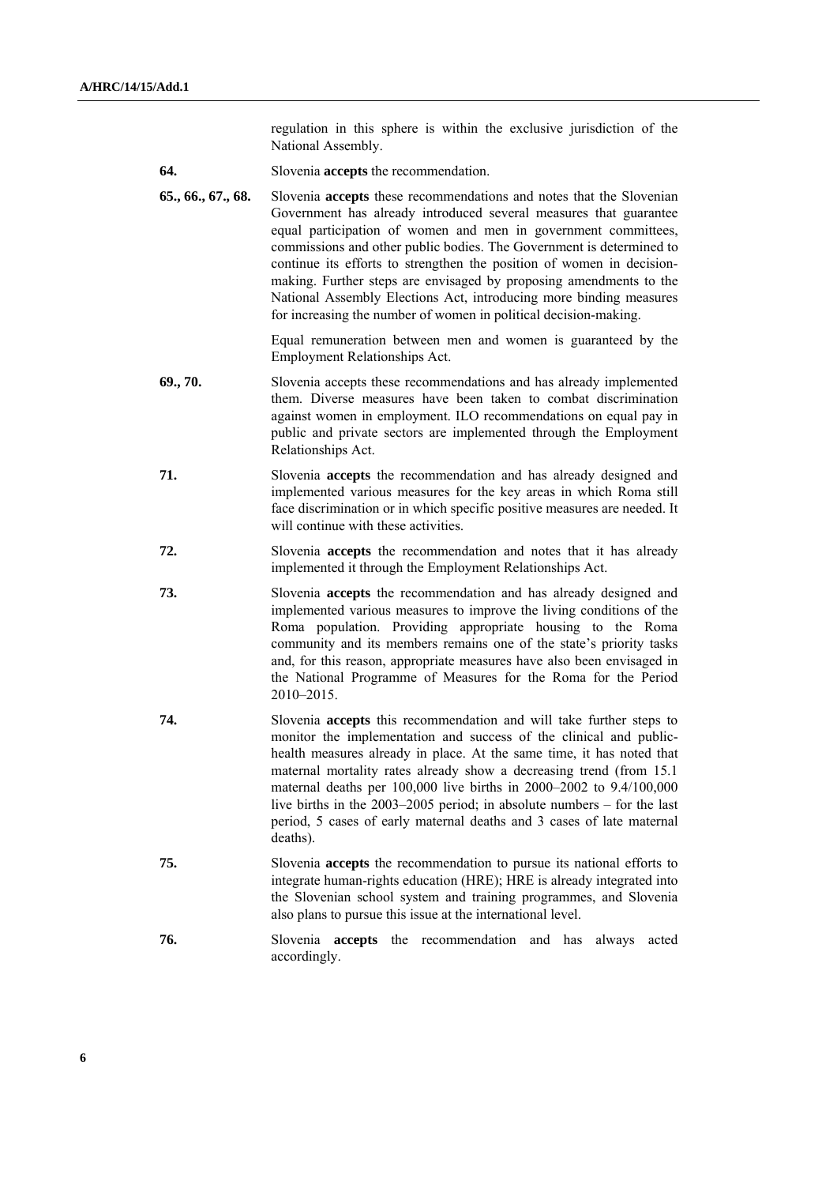regulation in this sphere is within the exclusive jurisdiction of the National Assembly.

**64.** Slovenia **accepts** the recommendation.

**65., 66., 67., 68.** Slovenia **accepts** these recommendations and notes that the Slovenian Government has already introduced several measures that guarantee equal participation of women and men in government committees, commissions and other public bodies. The Government is determined to continue its efforts to strengthen the position of women in decision-making. Further steps are envisaged by proposing amendments to the National Assembly Elections Act, introducing more binding measures for increasing the number of women in political decision-making.

Equal remuneration between men and women is guaranteed by the Employment Relationships Act.

**69., 70.** Slovenia accepts these recommendations and has already implemented them. Diverse measures have been taken to combat discrimination against women in employment. ILO recommendations on equal pay in public and private sectors are implemented through the Employment Relationships Act.

**71.** Slovenia **accepts** the recommendation and has already designed and implemented various measures for the key areas in which Roma still face discrimination or in which specific positive measures are needed. It will continue with these activities.

**72.** Slovenia **accepts** the recommendation and notes that it has already implemented it through the Employment Relationships Act.

**73.** Slovenia **accepts** the recommendation and has already designed and implemented various measures to improve the living conditions of the Roma population. Providing appropriate housing to the Roma community and its members remains one of the state's priority tasks and, for this reason, appropriate measures have also been envisaged in the National Programme of Measures for the Roma for the Period 2010–2015.

**74.** Slovenia **accepts** this recommendation and will take further steps to monitor the implementation and success of the clinical and public-health measures already in place. At the same time, it has noted that maternal mortality rates already show a decreasing trend (from 15.1 maternal deaths per 100,000 live births in 2000–2002 to 9.4/100,000 live births in the 2003–2005 period; in absolute numbers – for the last period, 5 cases of early maternal deaths and 3 cases of late maternal deaths).

**75.** Slovenia **accepts** the recommendation to pursue its national efforts to integrate human-rights education (HRE); HRE is already integrated into the Slovenian school system and training programmes, and Slovenia also plans to pursue this issue at the international level.

**76.** Slovenia **accepts** the recommendation and has always acted accordingly.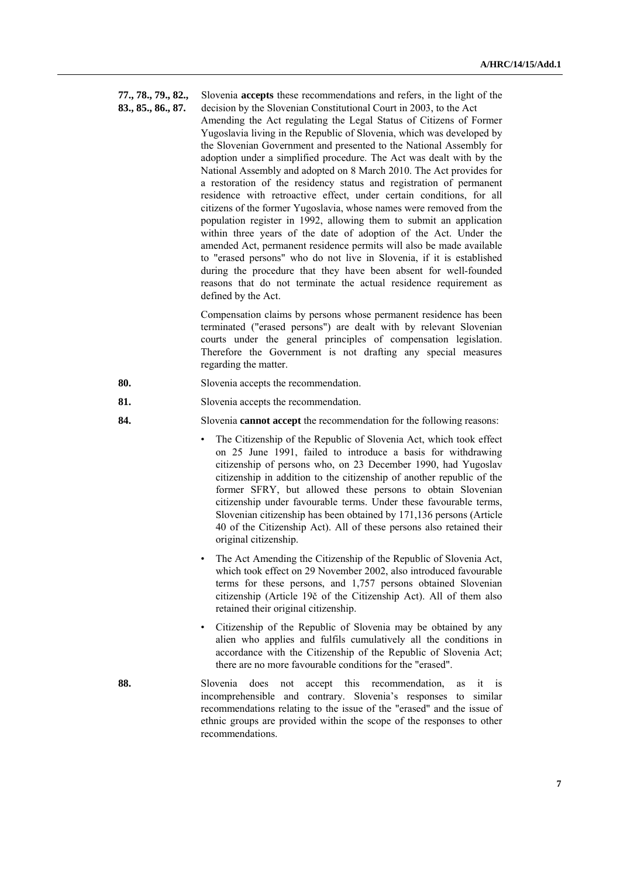**77., 78., 79., 82., 83., 85., 86., 87.** Slovenia **accepts** these recommendations and refers, in the light of the decision by the Slovenian Constitutional Court in 2003, to the Act Amending the Act regulating the Legal Status of Citizens of Former Yugoslavia living in the Republic of Slovenia, which was developed by the Slovenian Government and presented to the National Assembly for adoption under a simplified procedure. The Act was dealt with by the National Assembly and adopted on 8 March 2010. The Act provides for a restoration of the residency status and registration of permanent residence with retroactive effect, under certain conditions, for all citizens of the former Yugoslavia, whose names were removed from the population register in 1992, allowing them to submit an application within three years of the date of adoption of the Act. Under the amended Act, permanent residence permits will also be made available to "erased persons" who do not live in Slovenia, if it is established during the procedure that they have been absent for well-founded reasons that do not terminate the actual residence requirement as defined by the Act.

Compensation claims by persons whose permanent residence has been terminated ("erased persons") are dealt with by relevant Slovenian courts under the general principles of compensation legislation. Therefore the Government is not drafting any special measures regarding the matter.

**80.** Slovenia accepts the recommendation.

**81.** Slovenia accepts the recommendation.

**84.** Slovenia **cannot accept** the recommendation for the following reasons:

- The Citizenship of the Republic of Slovenia Act, which took effect on 25 June 1991, failed to introduce a basis for withdrawing citizenship of persons who, on 23 December 1990, had Yugoslav citizenship in addition to the citizenship of another republic of the former SFRY, but allowed these persons to obtain Slovenian citizenship under favourable terms. Under these favourable terms, Slovenian citizenship has been obtained by 171,136 persons (Article 40 of the Citizenship Act). All of these persons also retained their original citizenship.
- The Act Amending the Citizenship of the Republic of Slovenia Act, which took effect on 29 November 2002, also introduced favourable terms for these persons, and 1,757 persons obtained Slovenian citizenship (Article 19č of the Citizenship Act). All of them also retained their original citizenship.
- Citizenship of the Republic of Slovenia may be obtained by any alien who applies and fulfils cumulatively all the conditions in accordance with the Citizenship of the Republic of Slovenia Act; there are no more favourable conditions for the "erased".

**88.** Slovenia does not accept this recommendation, as it is incomprehensible and contrary. Slovenia's responses to similar recommendations relating to the issue of the "erased" and the issue of ethnic groups are provided within the scope of the responses to other recommendations.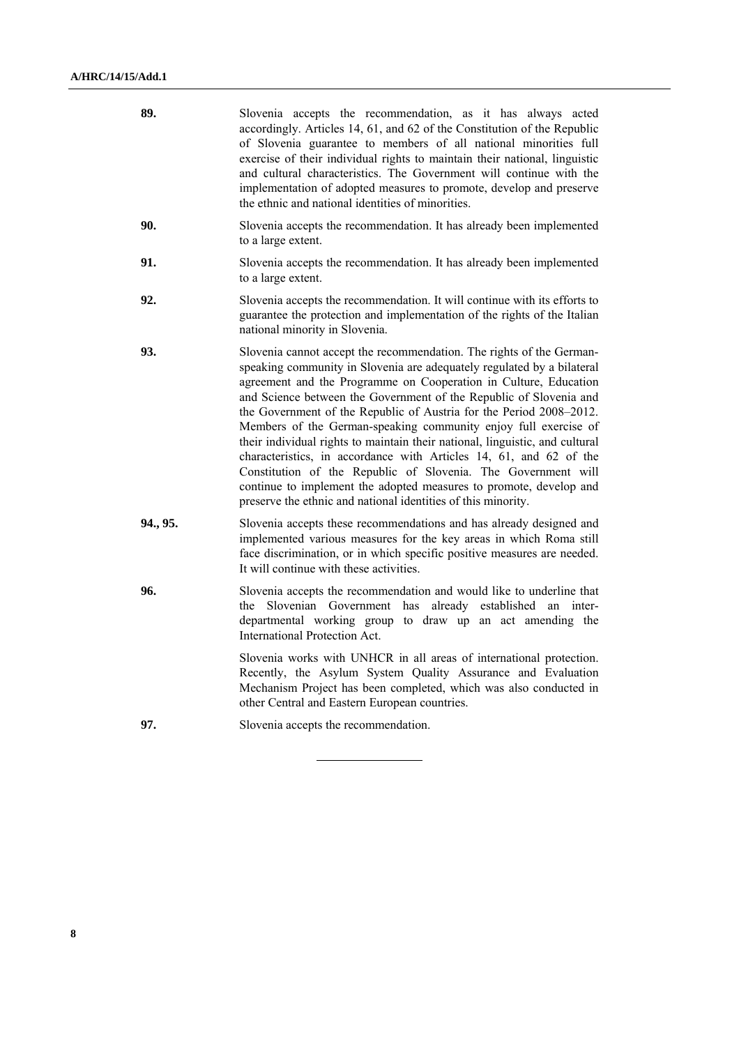**89.** Slovenia accepts the recommendation, as it has always acted accordingly. Articles 14, 61, and 62 of the Constitution of the Republic of Slovenia guarantee to members of all national minorities full exercise of their individual rights to maintain their national, linguistic and cultural characteristics. The Government will continue with the implementation of adopted measures to promote, develop and preserve the ethnic and national identities of minorities.

**90.** Slovenia accepts the recommendation. It has already been implemented to a large extent.

**91.** Slovenia accepts the recommendation. It has already been implemented to a large extent.

**92.** Slovenia accepts the recommendation. It will continue with its efforts to guarantee the protection and implementation of the rights of the Italian national minority in Slovenia.

**93.** Slovenia cannot accept the recommendation. The rights of the German-speaking community in Slovenia are adequately regulated by a bilateral agreement and the Programme on Cooperation in Culture, Education and Science between the Government of the Republic of Slovenia and the Government of the Republic of Austria for the Period 2008–2012. Members of the German-speaking community enjoy full exercise of their individual rights to maintain their national, linguistic, and cultural characteristics, in accordance with Articles 14, 61, and 62 of the Constitution of the Republic of Slovenia. The Government will continue to implement the adopted measures to promote, develop and preserve the ethnic and national identities of this minority.

**94., 95.** Slovenia accepts these recommendations and has already designed and implemented various measures for the key areas in which Roma still face discrimination, or in which specific positive measures are needed. It will continue with these activities.

**96.** Slovenia accepts the recommendation and would like to underline that the Slovenian Government has already established an inter-departmental working group to draw up an act amending the International Protection Act.

Slovenia works with UNHCR in all areas of international protection. Recently, the Asylum System Quality Assurance and Evaluation Mechanism Project has been completed, which was also conducted in other Central and Eastern European countries.

**97.** Slovenia accepts the recommendation.